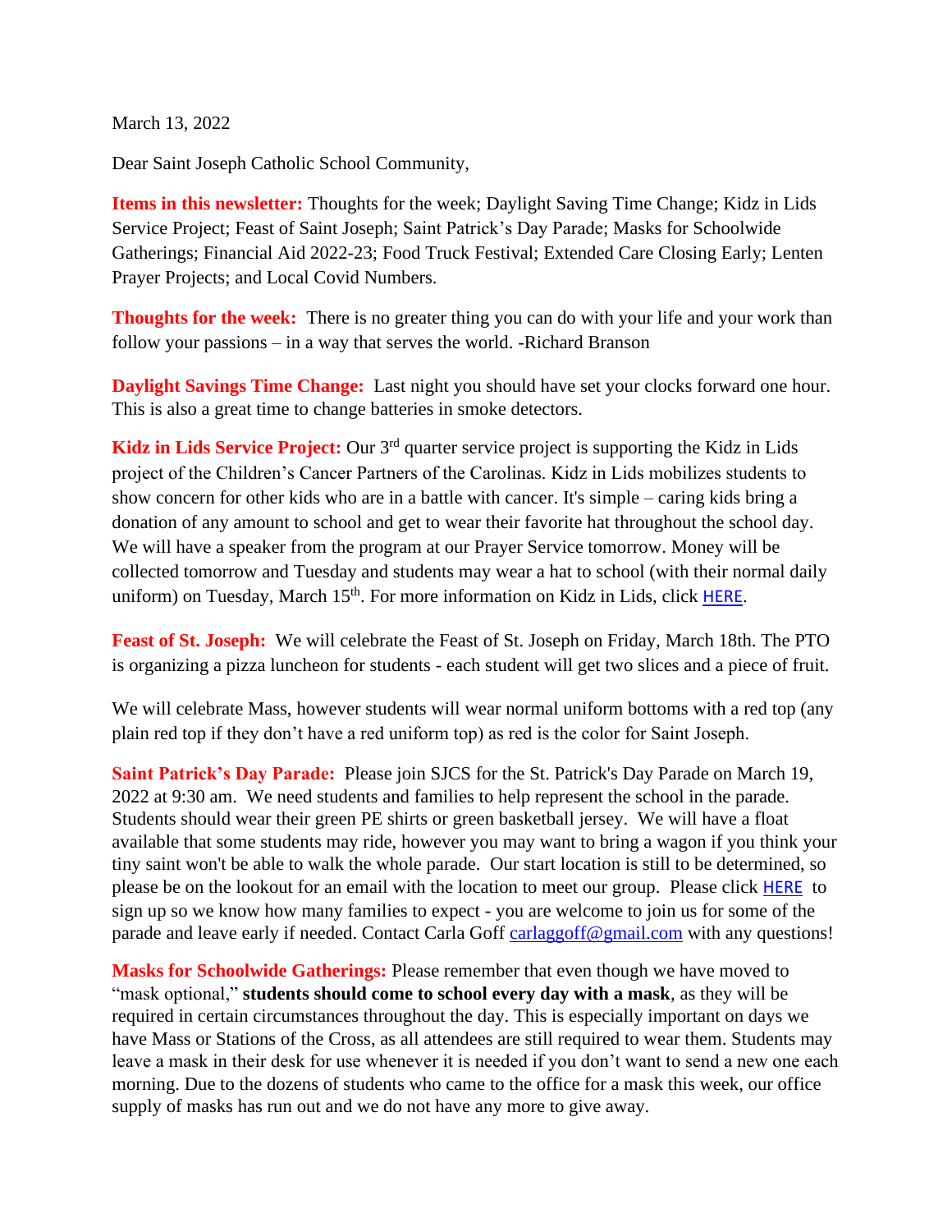March 13, 2022

Dear Saint Joseph Catholic School Community,

**Items in this newsletter:** Thoughts for the week; Daylight Saving Time Change; Kidz in Lids Service Project; Feast of Saint Joseph; Saint Patrick's Day Parade; Masks for Schoolwide Gatherings; Financial Aid 2022-23; Food Truck Festival; Extended Care Closing Early; Lenten Prayer Projects; and Local Covid Numbers.

**Thoughts for the week:** There is no greater thing you can do with your life and your work than follow your passions – in a way that serves the world. -Richard Branson

**Daylight Savings Time Change:** Last night you should have set your clocks forward one hour. This is also a great time to change batteries in smoke detectors.

**Kidz in Lids Service Project:** Our 3rd quarter service project is supporting the Kidz in Lids project of the Children's Cancer Partners of the Carolinas. Kidz in Lids mobilizes students to show concern for other kids who are in a battle with cancer. It's simple – caring kids bring a donation of any amount to school and get to wear their favorite hat throughout the school day. We will have a speaker from the program at our Prayer Service tomorrow. Money will be collected tomorrow and Tuesday and students may wear a hat to school (with their normal daily uniform) on Tuesday, March 15th. For more information on Kidz in Lids, click HERE.

**Feast of St. Joseph:** We will celebrate the Feast of St. Joseph on Friday, March 18th. The PTO is organizing a pizza luncheon for students - each student will get two slices and a piece of fruit.

We will celebrate Mass, however students will wear normal uniform bottoms with a red top (any plain red top if they don't have a red uniform top) as red is the color for Saint Joseph.

**Saint Patrick's Day Parade:** Please join SJCS for the St. Patrick's Day Parade on March 19, 2022 at 9:30 am. We need students and families to help represent the school in the parade. Students should wear their green PE shirts or green basketball jersey. We will have a float available that some students may ride, however you may want to bring a wagon if you think your tiny saint won't be able to walk the whole parade. Our start location is still to be determined, so please be on the lookout for an email with the location to meet our group. Please click HERE to sign up so we know how many families to expect - you are welcome to join us for some of the parade and leave early if needed. Contact Carla Goff carlaggoff@gmail.com with any questions!

**Masks for Schoolwide Gatherings:** Please remember that even though we have moved to "mask optional," **students should come to school every day with a mask**, as they will be required in certain circumstances throughout the day. This is especially important on days we have Mass or Stations of the Cross, as all attendees are still required to wear them. Students may leave a mask in their desk for use whenever it is needed if you don't want to send a new one each morning. Due to the dozens of students who came to the office for a mask this week, our office supply of masks has run out and we do not have any more to give away.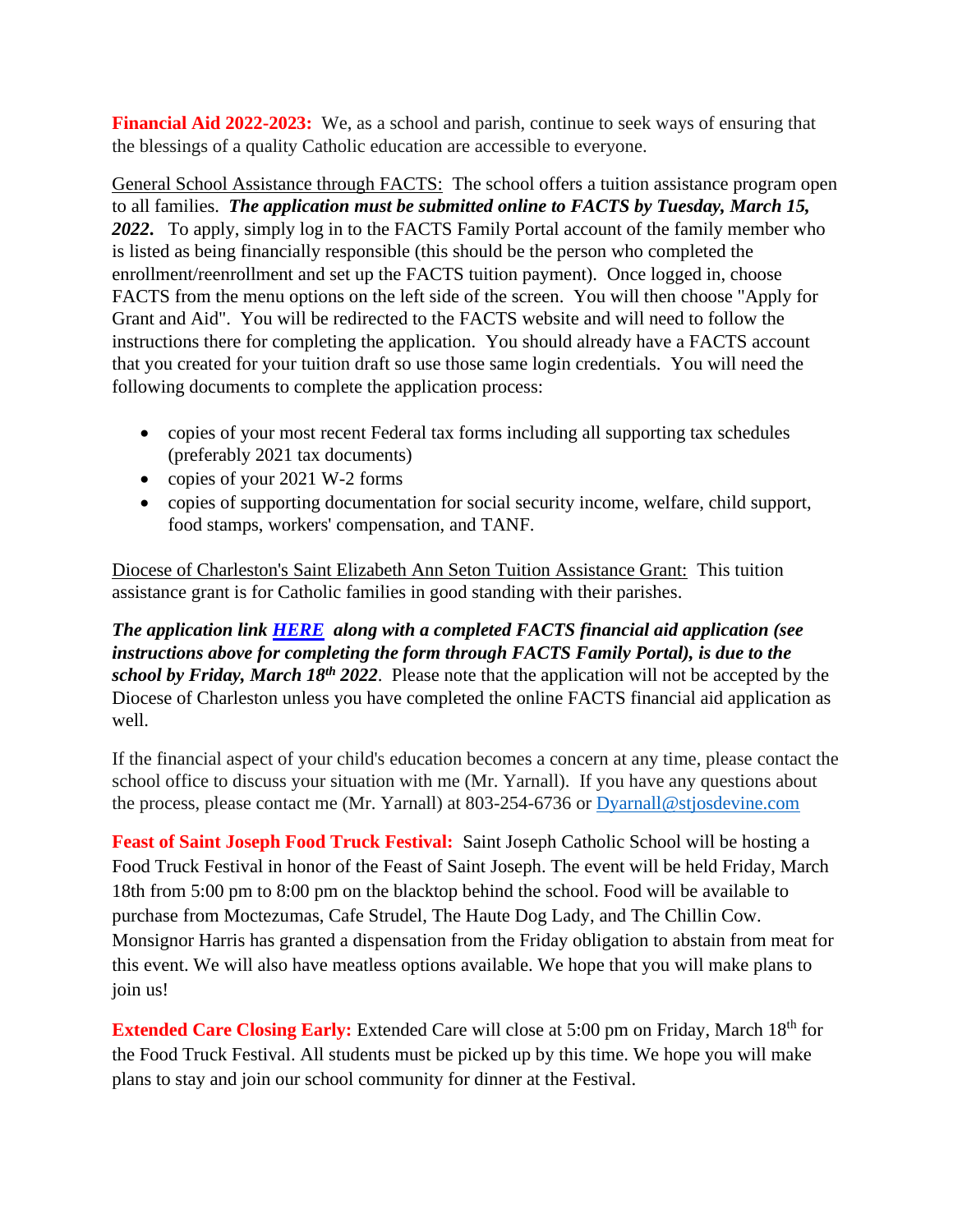**Financial Aid 2022-2023:** We, as a school and parish, continue to seek ways of ensuring that the blessings of a quality Catholic education are accessible to everyone.

General School Assistance through FACTS: The school offers a tuition assistance program open to all families. ***The application must be submitted online to FACTS by Tuesday, March 15, 2022*.** To apply, simply log in to the FACTS Family Portal account of the family member who is listed as being financially responsible (this should be the person who completed the enrollment/reenrollment and set up the FACTS tuition payment). Once logged in, choose FACTS from the menu options on the left side of the screen. You will then choose "Apply for Grant and Aid". You will be redirected to the FACTS website and will need to follow the instructions there for completing the application. You should already have a FACTS account that you created for your tuition draft so use those same login credentials. You will need the following documents to complete the application process:

- copies of your most recent Federal tax forms including all supporting tax schedules (preferably 2021 tax documents)
- copies of your 2021 W-2 forms
- copies of supporting documentation for social security income, welfare, child support, food stamps, workers' compensation, and TANF.

Diocese of Charleston's Saint Elizabeth Ann Seton Tuition Assistance Grant: This tuition assistance grant is for Catholic families in good standing with their parishes.

***The application link HERE along with a completed FACTS financial aid application (see instructions above for completing the form through FACTS Family Portal), is due to the school by Friday, March 18th 2022***. Please note that the application will not be accepted by the Diocese of Charleston unless you have completed the online FACTS financial aid application as well.

If the financial aspect of your child's education becomes a concern at any time, please contact the school office to discuss your situation with me (Mr. Yarnall). If you have any questions about the process, please contact me (Mr. Yarnall) at 803-254-6736 or Dyarnall@stjosdevine.com

**Feast of Saint Joseph Food Truck Festival:** Saint Joseph Catholic School will be hosting a Food Truck Festival in honor of the Feast of Saint Joseph. The event will be held Friday, March 18th from 5:00 pm to 8:00 pm on the blacktop behind the school. Food will be available to purchase from Moctezumas, Cafe Strudel, The Haute Dog Lady, and The Chillin Cow. Monsignor Harris has granted a dispensation from the Friday obligation to abstain from meat for this event. We will also have meatless options available. We hope that you will make plans to join us!

**Extended Care Closing Early:** Extended Care will close at 5:00 pm on Friday, March 18th for the Food Truck Festival. All students must be picked up by this time. We hope you will make plans to stay and join our school community for dinner at the Festival.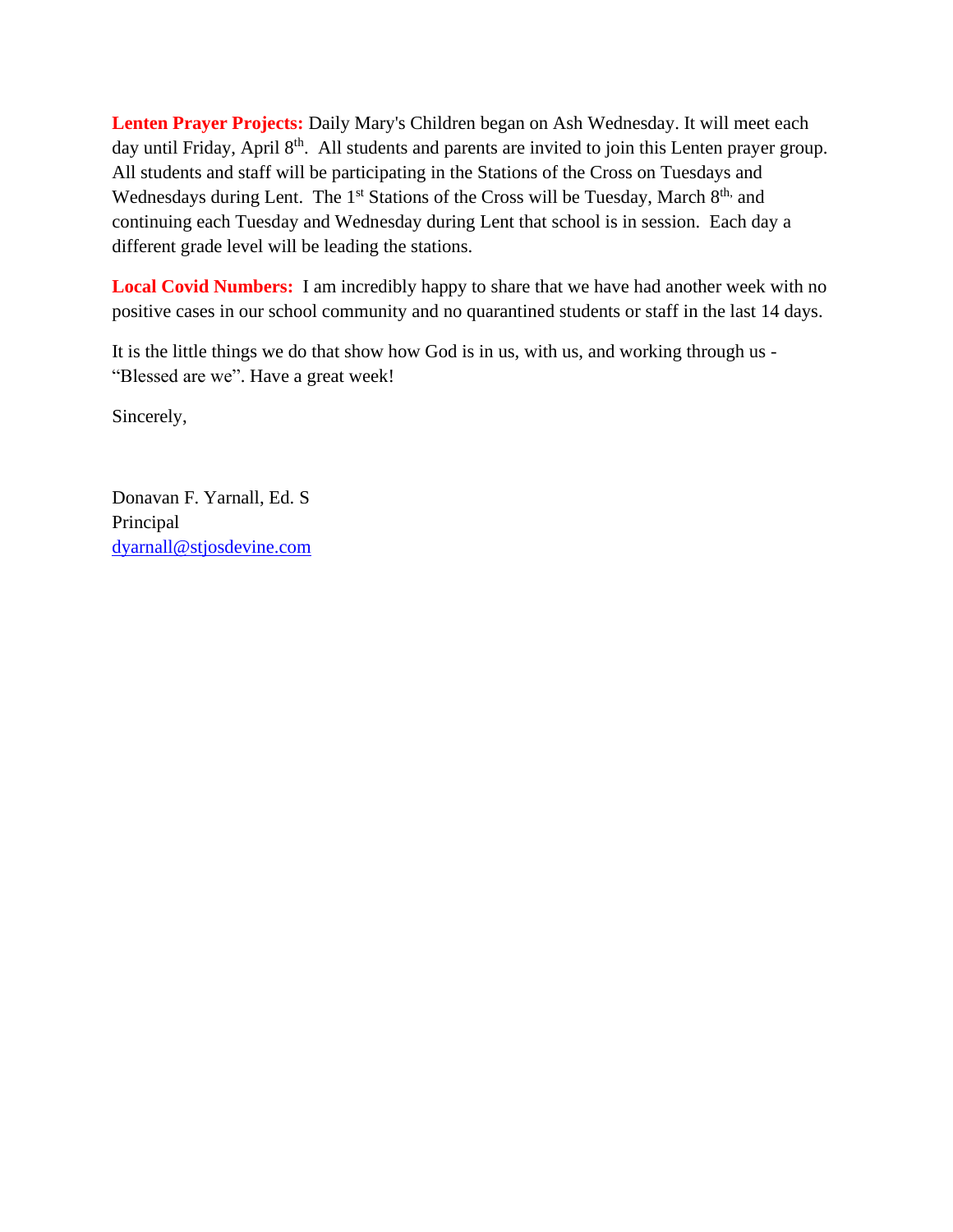**Lenten Prayer Projects:** Daily Mary's Children began on Ash Wednesday. It will meet each day until Friday, April 8th. All students and parents are invited to join this Lenten prayer group. All students and staff will be participating in the Stations of the Cross on Tuesdays and Wednesdays during Lent. The 1st Stations of the Cross will be Tuesday, March 8th, and continuing each Tuesday and Wednesday during Lent that school is in session. Each day a different grade level will be leading the stations.

**Local Covid Numbers:** I am incredibly happy to share that we have had another week with no positive cases in our school community and no quarantined students or staff in the last 14 days.

It is the little things we do that show how God is in us, with us, and working through us - "Blessed are we". Have a great week!

Sincerely,

Donavan F. Yarnall, Ed. S
Principal
dyarnall@stjosdevine.com